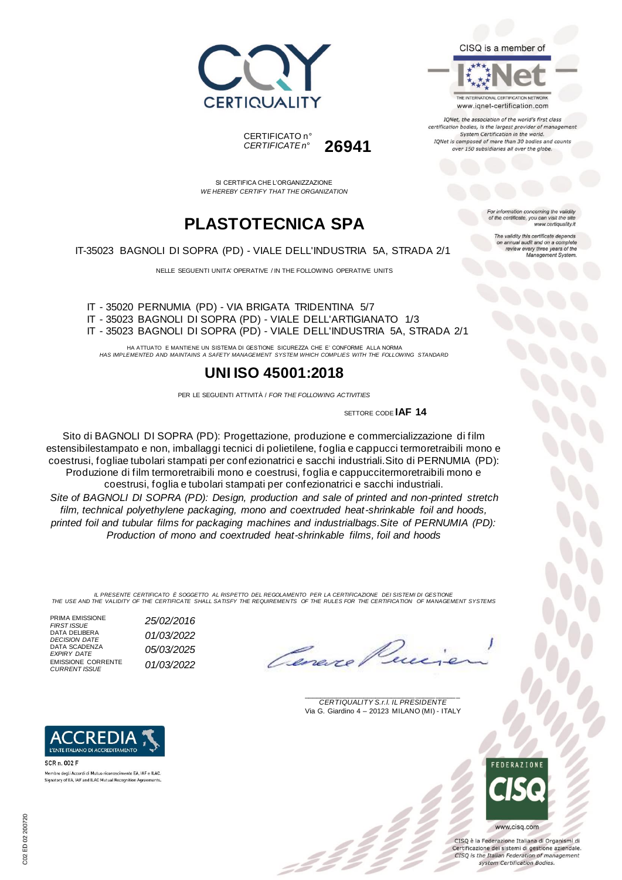CERTIQUALITY

CISQ is a member of

IQNet

THE INTERNATIONAL CERTIFICATION NETWORK
www.iqnet-certification.com

*IQNet, the association of the world's first class certification bodies, is the largest provider of management System Certification in the world. IQNet is composed of more than 30 bodies and counts over 150 subsidiaries all over the globe.*

CERTIFICATO n°
*CERTIFICATE n°* **26941**

SI CERTIFICA CHE L'ORGANIZZAZIONE
*WE HEREBY CERTIFY THAT THE ORGANIZATION*

*For information concerning the validity of the certificate, you can visit the site www.certiquality.it*

*The validity this certificate depends on annual audit and on a complete review every three years of the Management System.*

# PLASTOTECNICA SPA

IT-35023 BAGNOLI DI SOPRA (PD) - VIALE DELL'INDUSTRIA 5A, STRADA 2/1

NELLE SEGUENTI UNITA' OPERATIVE / IN THE FOLLOWING OPERATIVE UNITS

IT - 35020 PERNUMIA (PD) - VIA BRIGATA TRIDENTINA 5/7
IT - 35023 BAGNOLI DI SOPRA (PD) - VIALE DELL'ARTIGIANATO 1/3
IT - 35023 BAGNOLI DI SOPRA (PD) - VIALE DELL'INDUSTRIA 5A, STRADA 2/1

HA ATTUATO E MANTIENE UN SISTEMA DI GESTIONE SICUREZZA CHE E' CONFORME ALLA NORMA
*HAS IMPLEMENTED AND MAINTAINS A SAFETY MANAGEMENT SYSTEM WHICH COMPLIES WITH THE FOLLOWING STANDARD*

## UNI ISO 45001:2018

PER LE SEGUENTI ATTIVITÀ / *FOR THE FOLLOWING ACTIVITIES*

SETTORE CODE **IAF 14**

Sito di BAGNOLI DI SOPRA (PD): Progettazione, produzione e commercializzazione di film estensibilestampato e non, imballaggi tecnici di polietilene, foglia e cappucci termoretraibili mono e coestrusi, fogliae tubolari stampati per confezionatrici e sacchi industriali.Sito di PERNUMIA (PD): Produzione di film termoretraibili mono e coestrusi, foglia e cappuccitermoretraibili mono e coestrusi, foglia e tubolari stampati per confezionatrici e sacchi industriali.

*Site of BAGNOLI DI SOPRA (PD): Design, production and sale of printed and non-printed stretch film, technical polyethylene packaging, mono and coextruded heat-shrinkable foil and hoods, printed foil and tubular films for packaging machines and industrialbags.Site of PERNUMIA (PD): Production of mono and coextruded heat-shrinkable films, foil and hoods*

*IL PRESENTE CERTIFICATO È SOGGETTO AL RISPETTO DEL REGOLAMENTO PER LA CERTIFICAZIONE DEI SISTEMI DI GESTIONE*
*THE USE AND THE VALIDITY OF THE CERTIFICATE SHALL SATISFY THE REQUIREMENTS OF THE RULES FOR THE CERTIFICATION OF MANAGEMENT SYSTEMS*

| | |
|---|---|
| PRIMA EMISSIONE *FIRST ISSUE* | *25/02/2016* |
| DATA DELIBERA *DECISION DATE* | *01/03/2022* |
| DATA SCADENZA *EXPIRY DATE* | *05/03/2025* |
| EMISSIONE CORRENTE *CURRENT ISSUE* | *01/03/2022* |

*CERTIQUALITY S.r.l. IL PRESIDENTE*
Via G. Giardino 4 – 20123 MILANO (MI) - ITALY

ACCREDIA
L'ENTE ITALIANO DI ACCREDITAMENTO

SCR n. 002 F

Membro degli Accordi di Mutuo riconoscimento EA, IAF e ILAC.
Signatory of EA, IAF and ILAC Mutual Recognition Agreements.

FEDERAZIONE CISQ

www.cisq.com

CISQ è la Federazione Italiana di Organismi di Certificazione dei sistemi di gestione aziendale.
*CISQ is the Italian Federation of management system Certification Bodies.*

C02 ED 02 200720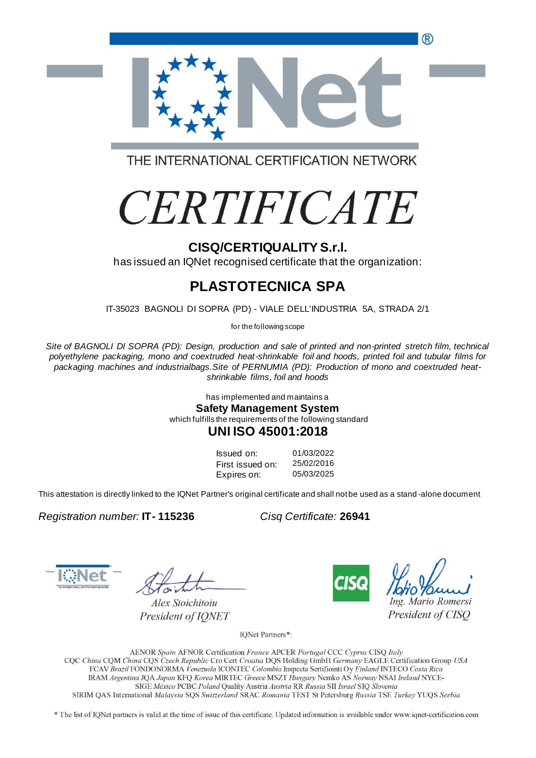THE INTERNATIONAL CERTIFICATION NETWORK

# CERTIFICATE

## CISQ/CERTIQUALITY S.r.l.

has issued an IQNet recognised certificate that the organization:

## PLASTOTECNICA SPA

IT-35023 BAGNOLI DI SOPRA (PD) - VIALE DELL'INDUSTRIA 5A, STRADA 2/1

for the following scope

*Site of BAGNOLI DI SOPRA (PD): Design, production and sale of printed and non-printed stretch film, technical polyethylene packaging, mono and coextruded heat-shrinkable foil and hoods, printed foil and tubular films for packaging machines and industrialbags.Site of PERNUMIA (PD): Production of mono and coextruded heat-shrinkable films, foil and hoods*

has implemented and maintains a

**Safety Management System**

which fulfills the requirements of the following standard

**UNI ISO 45001:2018**

| | |
|---|---|
| Issued on: | 01/03/2022 |
| First issued on: | 25/02/2016 |
| Expires on: | 05/03/2025 |

This attestation is directly linked to the IQNet Partner's original certificate and shall not be used as a stand-alone document

*Registration number:* **IT - 115236** *Cisq Certificate:* **26941**

*Alex Stoichitoiu*
*President of IQNET*

*Ing. Mario Romersi*
*President of CISQ*

IQNet Partners*:

AENOR *Spain* AFNOR Certification *France* APCER *Portugal* CCC *Cyprus* CISQ *Italy*
CQC *China* CQM *China* CQS *Czech Republic* Cro Cert *Croatia* DQS Holding GmbH *Germany* EAGLE Certification Group *USA*
FCAV *Brazil* FONDONORMA *Venezuela* ICONTEC *Colombia* Inspecta Sertifiointi Oy *Finland* INTECO *Costa Rica*
IRAM *Argentina* JQA *Japan* KFQ *Korea* MIRTEC *Greece* MSZT *Hungary* Nemko AS *Norway* NSAI *Ireland* NYCE-SIGE *México* PCBC *Poland* Quality Austria *Austria* RR *Russia* SII *Israel* SIQ *Slovenia*
SIRIM QAS International *Malaysia* SQS *Switzerland* SRAC *Romania* TEST St Petersburg *Russia* TSE *Turkey* YUQS *Serbia*

* The list of IQNet partners is valid at the time of issue of this certificate. Updated information is available under www.iqnet-certification.com